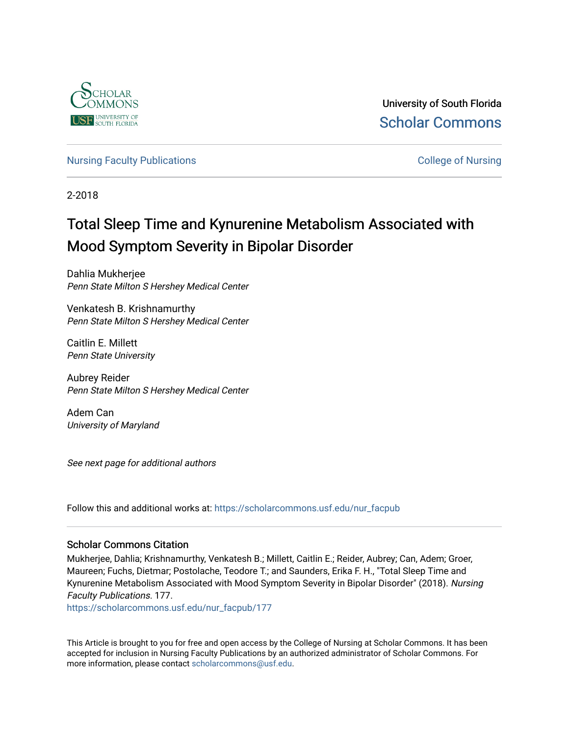University of South Florida
Scholar Commons

Nursing Faculty Publications | College of Nursing

2-2018

# Total Sleep Time and Kynurenine Metabolism Associated with Mood Symptom Severity in Bipolar Disorder

Dahlia Mukherjee
*Penn State Milton S Hershey Medical Center*

Venkatesh B. Krishnamurthy
*Penn State Milton S Hershey Medical Center*

Caitlin E. Millett
*Penn State University*

Aubrey Reider
*Penn State Milton S Hershey Medical Center*

Adem Can
*University of Maryland*

*See next page for additional authors*

Follow this and additional works at: https://scholarcommons.usf.edu/nur_facpub

## Scholar Commons Citation

Mukherjee, Dahlia; Krishnamurthy, Venkatesh B.; Millett, Caitlin E.; Reider, Aubrey; Can, Adem; Groer, Maureen; Fuchs, Dietmar; Postolache, Teodore T.; and Saunders, Erika F. H., "Total Sleep Time and Kynurenine Metabolism Associated with Mood Symptom Severity in Bipolar Disorder" (2018). *Nursing Faculty Publications*. 177.
https://scholarcommons.usf.edu/nur_facpub/177

This Article is brought to you for free and open access by the College of Nursing at Scholar Commons. It has been accepted for inclusion in Nursing Faculty Publications by an authorized administrator of Scholar Commons. For more information, please contact scholarcommons@usf.edu.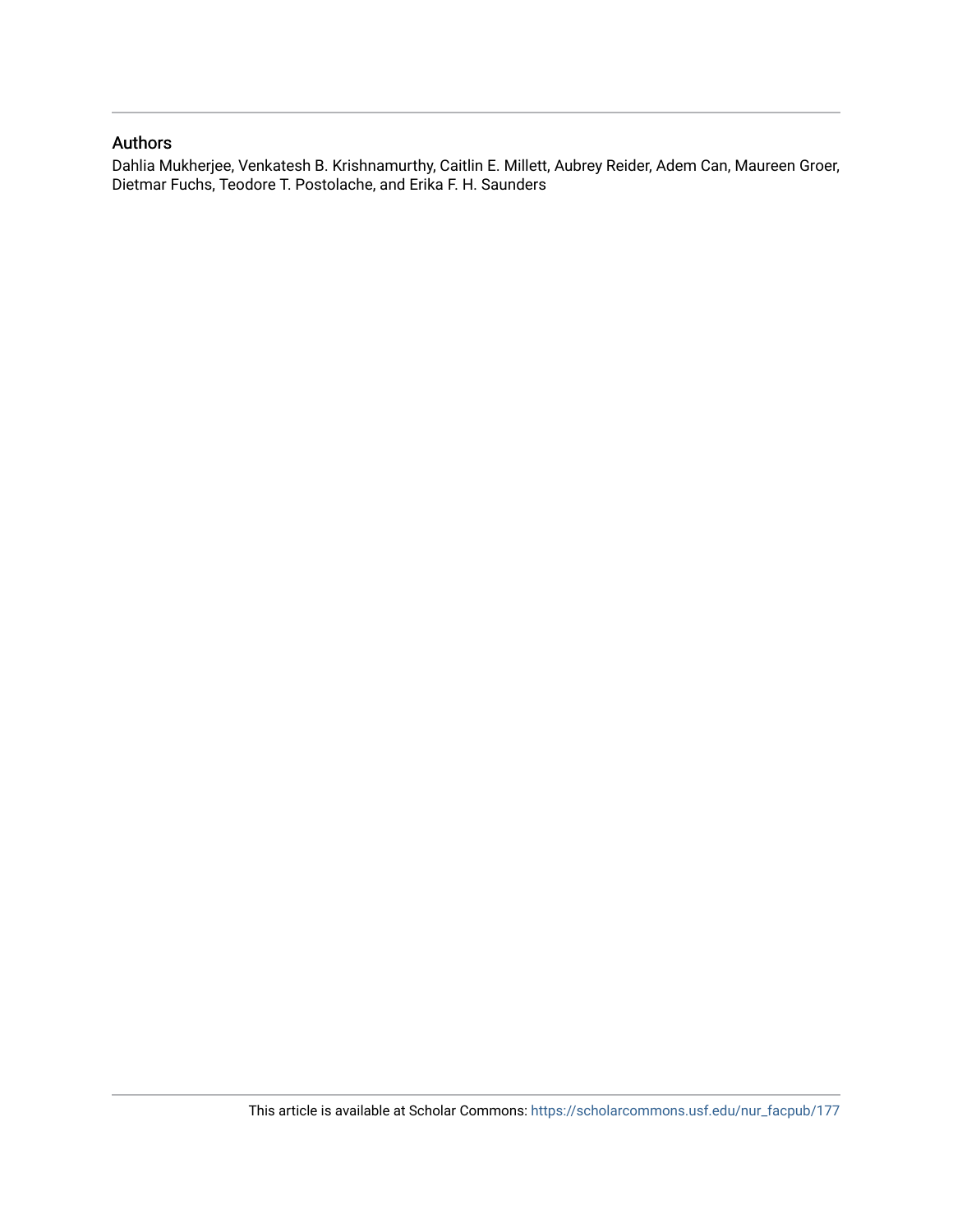## Authors

Dahlia Mukherjee, Venkatesh B. Krishnamurthy, Caitlin E. Millett, Aubrey Reider, Adem Can, Maureen Groer, Dietmar Fuchs, Teodore T. Postolache, and Erika F. H. Saunders

This article is available at Scholar Commons: https://scholarcommons.usf.edu/nur_facpub/177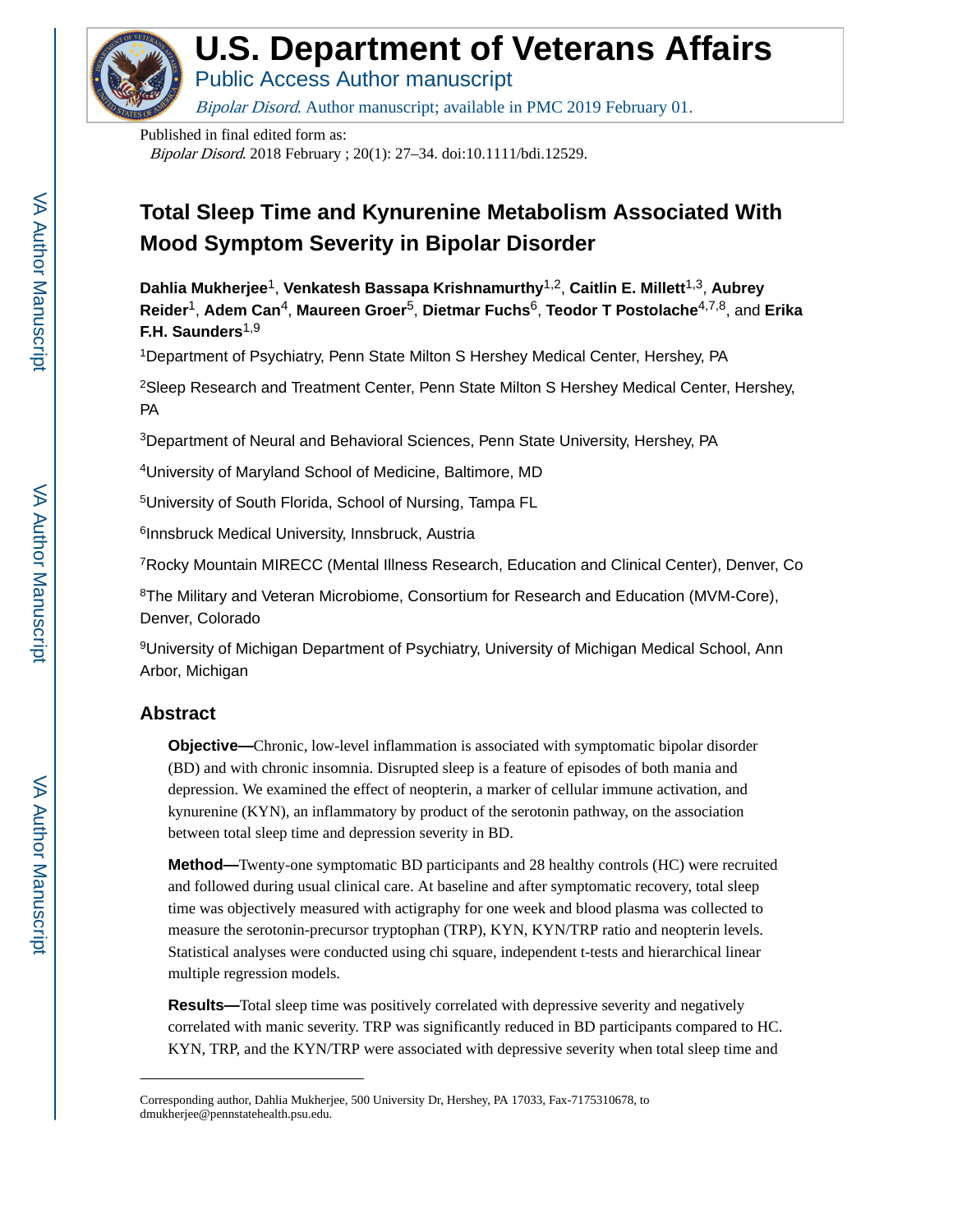# U.S. Department of Veterans Affairs

Public Access Author manuscript

*Bipolar Disord*. Author manuscript; available in PMC 2019 February 01.

Published in final edited form as:

*Bipolar Disord*. 2018 February ; 20(1): 27–34. doi:10.1111/bdi.12529.

# Total Sleep Time and Kynurenine Metabolism Associated With Mood Symptom Severity in Bipolar Disorder

**Dahlia Mukherjee**[1], **Venkatesh Bassapa Krishnamurthy**[1,2], **Caitlin E. Millett**[1,3], **Aubrey Reider**[1], **Adem Can**[4], **Maureen Groer**[5], **Dietmar Fuchs**[6], **Teodor T Postolache**[4,7,8], and **Erika F.H. Saunders**[1,9]

[1]Department of Psychiatry, Penn State Milton S Hershey Medical Center, Hershey, PA

[2]Sleep Research and Treatment Center, Penn State Milton S Hershey Medical Center, Hershey, PA

[3]Department of Neural and Behavioral Sciences, Penn State University, Hershey, PA

[4]University of Maryland School of Medicine, Baltimore, MD

[5]University of South Florida, School of Nursing, Tampa FL

[6]Innsbruck Medical University, Innsbruck, Austria

[7]Rocky Mountain MIRECC (Mental Illness Research, Education and Clinical Center), Denver, Co

[8]The Military and Veteran Microbiome, Consortium for Research and Education (MVM-Core), Denver, Colorado

[9]University of Michigan Department of Psychiatry, University of Michigan Medical School, Ann Arbor, Michigan

## Abstract

**Objective—**Chronic, low-level inflammation is associated with symptomatic bipolar disorder (BD) and with chronic insomnia. Disrupted sleep is a feature of episodes of both mania and depression. We examined the effect of neopterin, a marker of cellular immune activation, and kynurenine (KYN), an inflammatory by product of the serotonin pathway, on the association between total sleep time and depression severity in BD.

**Method—**Twenty-one symptomatic BD participants and 28 healthy controls (HC) were recruited and followed during usual clinical care. At baseline and after symptomatic recovery, total sleep time was objectively measured with actigraphy for one week and blood plasma was collected to measure the serotonin-precursor tryptophan (TRP), KYN, KYN/TRP ratio and neopterin levels. Statistical analyses were conducted using chi square, independent t-tests and hierarchical linear multiple regression models.

**Results—**Total sleep time was positively correlated with depressive severity and negatively correlated with manic severity. TRP was significantly reduced in BD participants compared to HC. KYN, TRP, and the KYN/TRP were associated with depressive severity when total sleep time and

Corresponding author, Dahlia Mukherjee, 500 University Dr, Hershey, PA 17033, Fax-7175310678, to dmukherjee@pennstatehealth.psu.edu.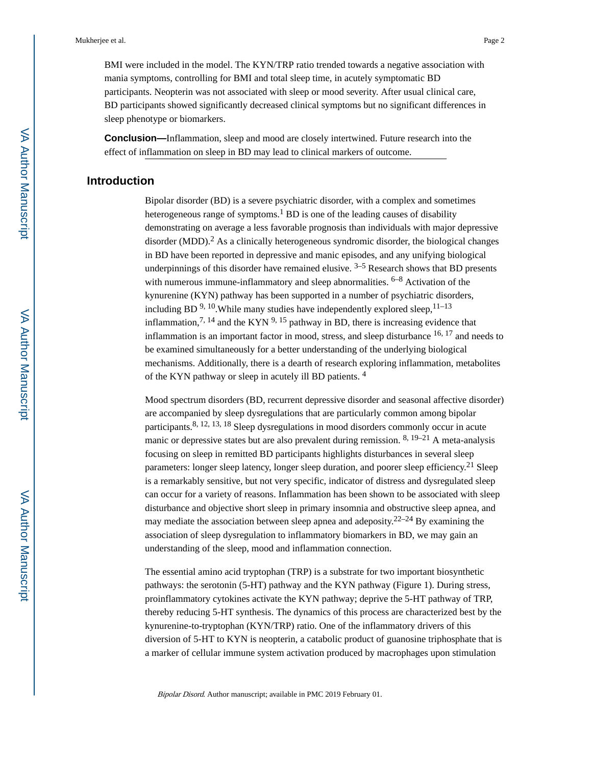BMI were included in the model. The KYN/TRP ratio trended towards a negative association with mania symptoms, controlling for BMI and total sleep time, in acutely symptomatic BD participants. Neopterin was not associated with sleep or mood severity. After usual clinical care, BD participants showed significantly decreased clinical symptoms but no significant differences in sleep phenotype or biomarkers.

**Conclusion—**Inflammation, sleep and mood are closely intertwined. Future research into the effect of inflammation on sleep in BD may lead to clinical markers of outcome.

## Introduction

Bipolar disorder (BD) is a severe psychiatric disorder, with a complex and sometimes heterogeneous range of symptoms.[1] BD is one of the leading causes of disability demonstrating on average a less favorable prognosis than individuals with major depressive disorder (MDD).[2] As a clinically heterogeneous syndromic disorder, the biological changes in BD have been reported in depressive and manic episodes, and any unifying biological underpinnings of this disorder have remained elusive. [3–5] Research shows that BD presents with numerous immune-inflammatory and sleep abnormalities. [6–8] Activation of the kynurenine (KYN) pathway has been supported in a number of psychiatric disorders, including BD [9, 10].While many studies have independently explored sleep,[11–13] inflammation,[7, 14] and the KYN [9, 15] pathway in BD, there is increasing evidence that inflammation is an important factor in mood, stress, and sleep disturbance [16, 17] and needs to be examined simultaneously for a better understanding of the underlying biological mechanisms. Additionally, there is a dearth of research exploring inflammation, metabolites of the KYN pathway or sleep in acutely ill BD patients. [4]

Mood spectrum disorders (BD, recurrent depressive disorder and seasonal affective disorder) are accompanied by sleep dysregulations that are particularly common among bipolar participants.[8, 12, 13, 18] Sleep dysregulations in mood disorders commonly occur in acute manic or depressive states but are also prevalent during remission. [8, 19–21] A meta-analysis focusing on sleep in remitted BD participants highlights disturbances in several sleep parameters: longer sleep latency, longer sleep duration, and poorer sleep efficiency.[21] Sleep is a remarkably sensitive, but not very specific, indicator of distress and dysregulated sleep can occur for a variety of reasons. Inflammation has been shown to be associated with sleep disturbance and objective short sleep in primary insomnia and obstructive sleep apnea, and may mediate the association between sleep apnea and adeposity.[22–24] By examining the association of sleep dysregulation to inflammatory biomarkers in BD, we may gain an understanding of the sleep, mood and inflammation connection.

The essential amino acid tryptophan (TRP) is a substrate for two important biosynthetic pathways: the serotonin (5-HT) pathway and the KYN pathway (Figure 1). During stress, proinflammatory cytokines activate the KYN pathway; deprive the 5-HT pathway of TRP, thereby reducing 5-HT synthesis. The dynamics of this process are characterized best by the kynurenine-to-tryptophan (KYN/TRP) ratio. One of the inflammatory drivers of this diversion of 5-HT to KYN is neopterin, a catabolic product of guanosine triphosphate that is a marker of cellular immune system activation produced by macrophages upon stimulation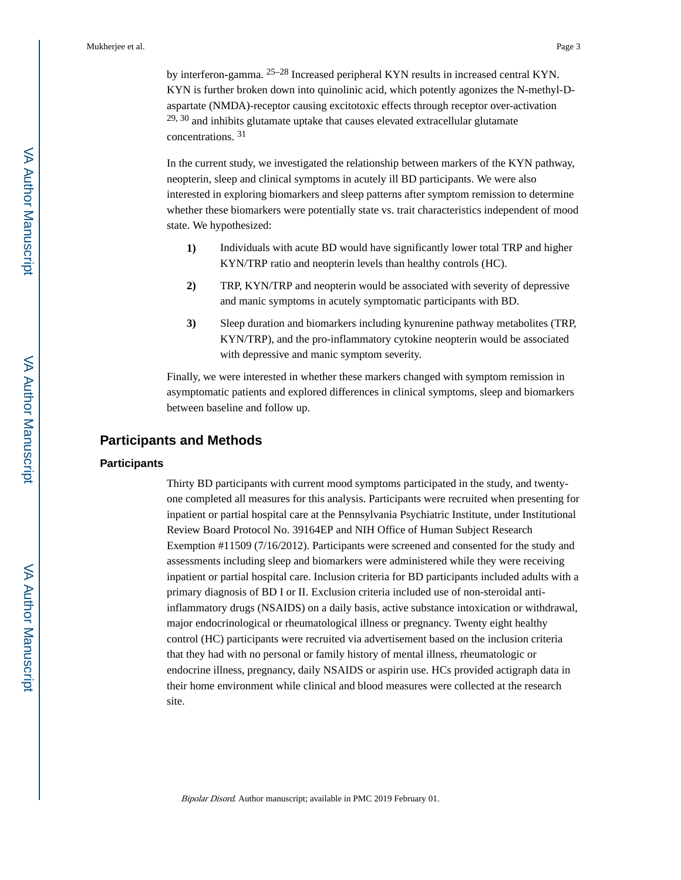by interferon-gamma.[25–28] Increased peripheral KYN results in increased central KYN. KYN is further broken down into quinolinic acid, which potently agonizes the N-methyl-D-aspartate (NMDA)-receptor causing excitotoxic effects through receptor over-activation [29, 30] and inhibits glutamate uptake that causes elevated extracellular glutamate concentrations.[31]

In the current study, we investigated the relationship between markers of the KYN pathway, neopterin, sleep and clinical symptoms in acutely ill BD participants. We were also interested in exploring biomarkers and sleep patterns after symptom remission to determine whether these biomarkers were potentially state vs. trait characteristics independent of mood state. We hypothesized:

1) Individuals with acute BD would have significantly lower total TRP and higher KYN/TRP ratio and neopterin levels than healthy controls (HC).

2) TRP, KYN/TRP and neopterin would be associated with severity of depressive and manic symptoms in acutely symptomatic participants with BD.

3) Sleep duration and biomarkers including kynurenine pathway metabolites (TRP, KYN/TRP), and the pro-inflammatory cytokine neopterin would be associated with depressive and manic symptom severity.

Finally, we were interested in whether these markers changed with symptom remission in asymptomatic patients and explored differences in clinical symptoms, sleep and biomarkers between baseline and follow up.

## Participants and Methods

### Participants

Thirty BD participants with current mood symptoms participated in the study, and twenty-one completed all measures for this analysis. Participants were recruited when presenting for inpatient or partial hospital care at the Pennsylvania Psychiatric Institute, under Institutional Review Board Protocol No. 39164EP and NIH Office of Human Subject Research Exemption #11509 (7/16/2012). Participants were screened and consented for the study and assessments including sleep and biomarkers were administered while they were receiving inpatient or partial hospital care. Inclusion criteria for BD participants included adults with a primary diagnosis of BD I or II. Exclusion criteria included use of non-steroidal anti-inflammatory drugs (NSAIDS) on a daily basis, active substance intoxication or withdrawal, major endocrinological or rheumatological illness or pregnancy. Twenty eight healthy control (HC) participants were recruited via advertisement based on the inclusion criteria that they had with no personal or family history of mental illness, rheumatologic or endocrine illness, pregnancy, daily NSAIDS or aspirin use. HCs provided actigraph data in their home environment while clinical and blood measures were collected at the research site.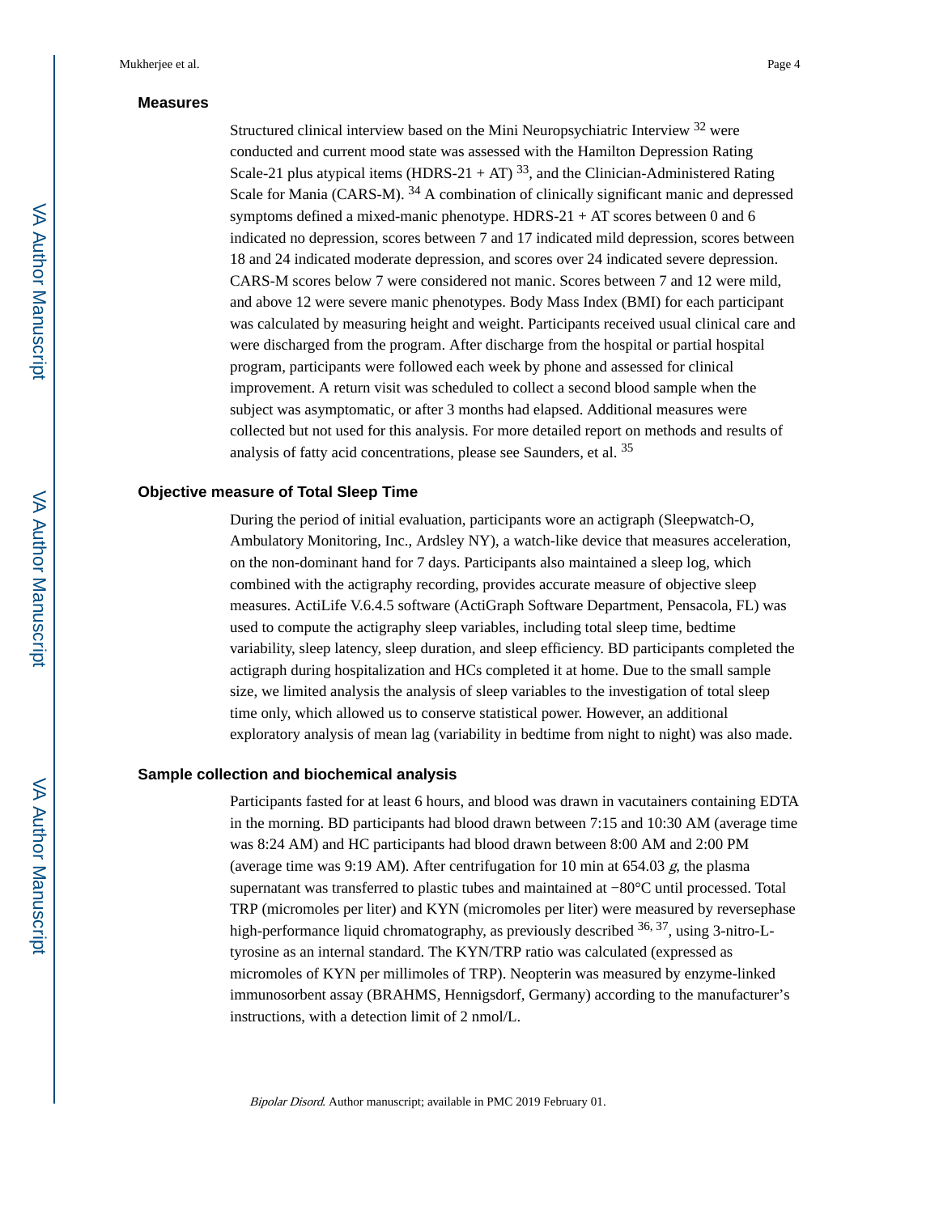### Measures

Structured clinical interview based on the Mini Neuropsychiatric Interview [32] were conducted and current mood state was assessed with the Hamilton Depression Rating Scale-21 plus atypical items (HDRS-21 + AT) [33], and the Clinician-Administered Rating Scale for Mania (CARS-M). [34] A combination of clinically significant manic and depressed symptoms defined a mixed-manic phenotype. HDRS-21 + AT scores between 0 and 6 indicated no depression, scores between 7 and 17 indicated mild depression, scores between 18 and 24 indicated moderate depression, and scores over 24 indicated severe depression. CARS-M scores below 7 were considered not manic. Scores between 7 and 12 were mild, and above 12 were severe manic phenotypes. Body Mass Index (BMI) for each participant was calculated by measuring height and weight. Participants received usual clinical care and were discharged from the program. After discharge from the hospital or partial hospital program, participants were followed each week by phone and assessed for clinical improvement. A return visit was scheduled to collect a second blood sample when the subject was asymptomatic, or after 3 months had elapsed. Additional measures were collected but not used for this analysis. For more detailed report on methods and results of analysis of fatty acid concentrations, please see Saunders, et al. [35]

### Objective measure of Total Sleep Time

During the period of initial evaluation, participants wore an actigraph (Sleepwatch-O, Ambulatory Monitoring, Inc., Ardsley NY), a watch-like device that measures acceleration, on the non-dominant hand for 7 days. Participants also maintained a sleep log, which combined with the actigraphy recording, provides accurate measure of objective sleep measures. ActiLife V.6.4.5 software (ActiGraph Software Department, Pensacola, FL) was used to compute the actigraphy sleep variables, including total sleep time, bedtime variability, sleep latency, sleep duration, and sleep efficiency. BD participants completed the actigraph during hospitalization and HCs completed it at home. Due to the small sample size, we limited analysis the analysis of sleep variables to the investigation of total sleep time only, which allowed us to conserve statistical power. However, an additional exploratory analysis of mean lag (variability in bedtime from night to night) was also made.

### Sample collection and biochemical analysis

Participants fasted for at least 6 hours, and blood was drawn in vacutainers containing EDTA in the morning. BD participants had blood drawn between 7:15 and 10:30 AM (average time was 8:24 AM) and HC participants had blood drawn between 8:00 AM and 2:00 PM (average time was 9:19 AM). After centrifugation for 10 min at 654.03 *g*, the plasma supernatant was transferred to plastic tubes and maintained at −80°C until processed. Total TRP (micromoles per liter) and KYN (micromoles per liter) were measured by reversephase high-performance liquid chromatography, as previously described [36, 37], using 3-nitro-L-tyrosine as an internal standard. The KYN/TRP ratio was calculated (expressed as micromoles of KYN per millimoles of TRP). Neopterin was measured by enzyme-linked immunosorbent assay (BRAHMS, Hennigsdorf, Germany) according to the manufacturer's instructions, with a detection limit of 2 nmol/L.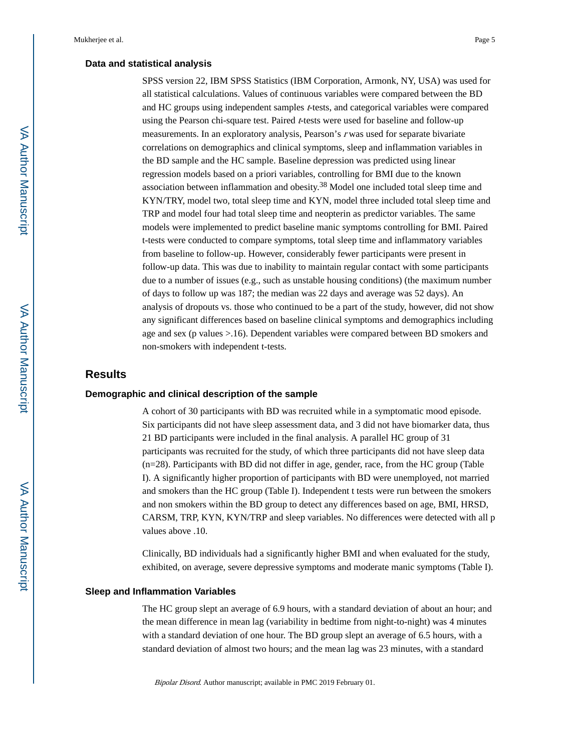### Data and statistical analysis

SPSS version 22, IBM SPSS Statistics (IBM Corporation, Armonk, NY, USA) was used for all statistical calculations. Values of continuous variables were compared between the BD and HC groups using independent samples *t*-tests, and categorical variables were compared using the Pearson chi-square test. Paired *t*-tests were used for baseline and follow-up measurements. In an exploratory analysis, Pearson's *r* was used for separate bivariate correlations on demographics and clinical symptoms, sleep and inflammation variables in the BD sample and the HC sample. Baseline depression was predicted using linear regression models based on a priori variables, controlling for BMI due to the known association between inflammation and obesity.[38] Model one included total sleep time and KYN/TRY, model two, total sleep time and KYN, model three included total sleep time and TRP and model four had total sleep time and neopterin as predictor variables. The same models were implemented to predict baseline manic symptoms controlling for BMI. Paired t-tests were conducted to compare symptoms, total sleep time and inflammatory variables from baseline to follow-up. However, considerably fewer participants were present in follow-up data. This was due to inability to maintain regular contact with some participants due to a number of issues (e.g., such as unstable housing conditions) (the maximum number of days to follow up was 187; the median was 22 days and average was 52 days). An analysis of dropouts vs. those who continued to be a part of the study, however, did not show any significant differences based on baseline clinical symptoms and demographics including age and sex (p values >.16). Dependent variables were compared between BD smokers and non-smokers with independent t-tests.

## Results

### Demographic and clinical description of the sample

A cohort of 30 participants with BD was recruited while in a symptomatic mood episode. Six participants did not have sleep assessment data, and 3 did not have biomarker data, thus 21 BD participants were included in the final analysis. A parallel HC group of 31 participants was recruited for the study, of which three participants did not have sleep data (n=28). Participants with BD did not differ in age, gender, race, from the HC group (Table I). A significantly higher proportion of participants with BD were unemployed, not married and smokers than the HC group (Table I). Independent t tests were run between the smokers and non smokers within the BD group to detect any differences based on age, BMI, HRSD, CARSM, TRP, KYN, KYN/TRP and sleep variables. No differences were detected with all p values above .10.

Clinically, BD individuals had a significantly higher BMI and when evaluated for the study, exhibited, on average, severe depressive symptoms and moderate manic symptoms (Table I).

### Sleep and Inflammation Variables

The HC group slept an average of 6.9 hours, with a standard deviation of about an hour; and the mean difference in mean lag (variability in bedtime from night-to-night) was 4 minutes with a standard deviation of one hour. The BD group slept an average of 6.5 hours, with a standard deviation of almost two hours; and the mean lag was 23 minutes, with a standard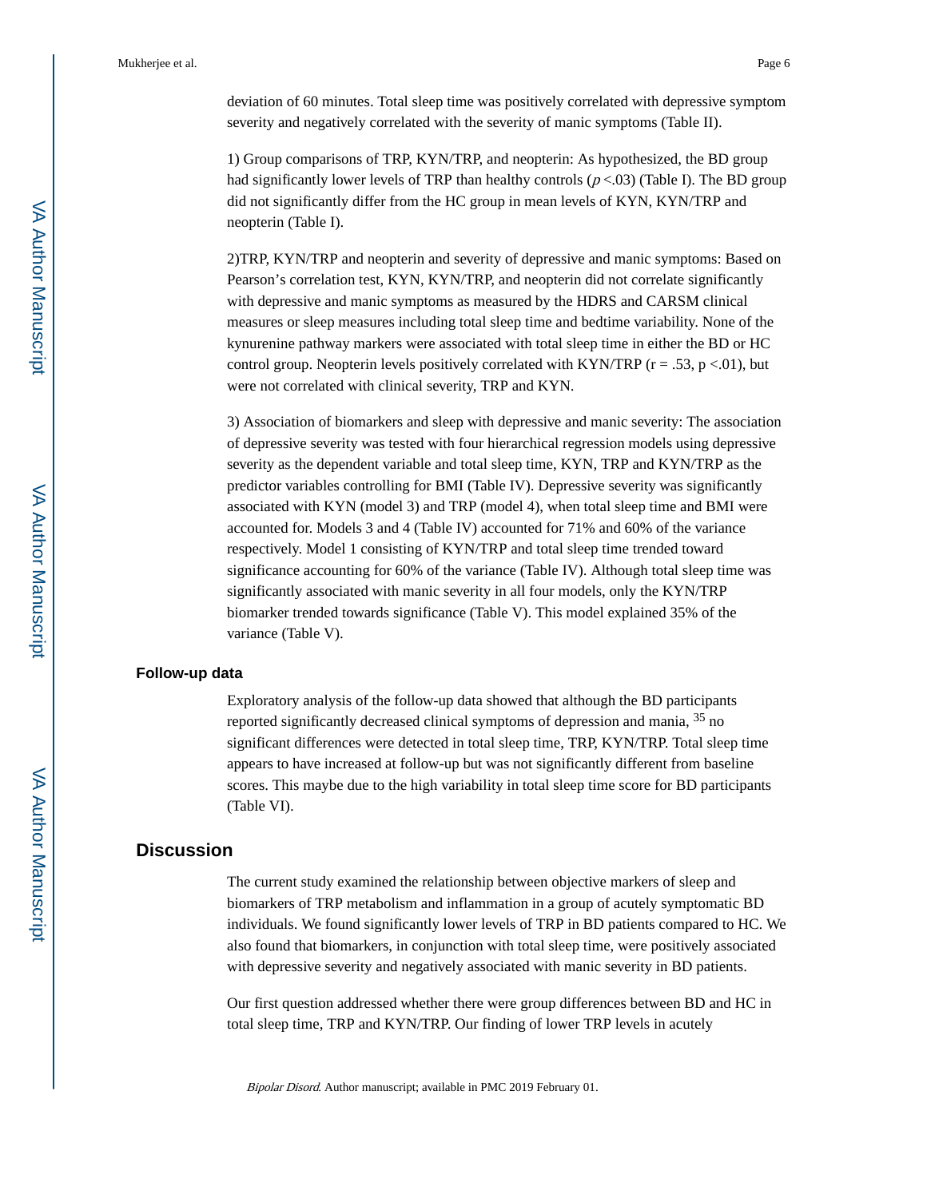deviation of 60 minutes. Total sleep time was positively correlated with depressive symptom severity and negatively correlated with the severity of manic symptoms (Table II).

1) Group comparisons of TRP, KYN/TRP, and neopterin: As hypothesized, the BD group had significantly lower levels of TRP than healthy controls ($p$ <.03) (Table I). The BD group did not significantly differ from the HC group in mean levels of KYN, KYN/TRP and neopterin (Table I).

2)TRP, KYN/TRP and neopterin and severity of depressive and manic symptoms: Based on Pearson's correlation test, KYN, KYN/TRP, and neopterin did not correlate significantly with depressive and manic symptoms as measured by the HDRS and CARSM clinical measures or sleep measures including total sleep time and bedtime variability. None of the kynurenine pathway markers were associated with total sleep time in either the BD or HC control group. Neopterin levels positively correlated with KYN/TRP ($r = .53$, $p <.01$), but were not correlated with clinical severity, TRP and KYN.

3) Association of biomarkers and sleep with depressive and manic severity: The association of depressive severity was tested with four hierarchical regression models using depressive severity as the dependent variable and total sleep time, KYN, TRP and KYN/TRP as the predictor variables controlling for BMI (Table IV). Depressive severity was significantly associated with KYN (model 3) and TRP (model 4), when total sleep time and BMI were accounted for. Models 3 and 4 (Table IV) accounted for 71% and 60% of the variance respectively. Model 1 consisting of KYN/TRP and total sleep time trended toward significance accounting for 60% of the variance (Table IV). Although total sleep time was significantly associated with manic severity in all four models, only the KYN/TRP biomarker trended towards significance (Table V). This model explained 35% of the variance (Table V).

### Follow-up data

Exploratory analysis of the follow-up data showed that although the BD participants reported significantly decreased clinical symptoms of depression and mania, [35] no significant differences were detected in total sleep time, TRP, KYN/TRP. Total sleep time appears to have increased at follow-up but was not significantly different from baseline scores. This maybe due to the high variability in total sleep time score for BD participants (Table VI).

## Discussion

The current study examined the relationship between objective markers of sleep and biomarkers of TRP metabolism and inflammation in a group of acutely symptomatic BD individuals. We found significantly lower levels of TRP in BD patients compared to HC. We also found that biomarkers, in conjunction with total sleep time, were positively associated with depressive severity and negatively associated with manic severity in BD patients.

Our first question addressed whether there were group differences between BD and HC in total sleep time, TRP and KYN/TRP. Our finding of lower TRP levels in acutely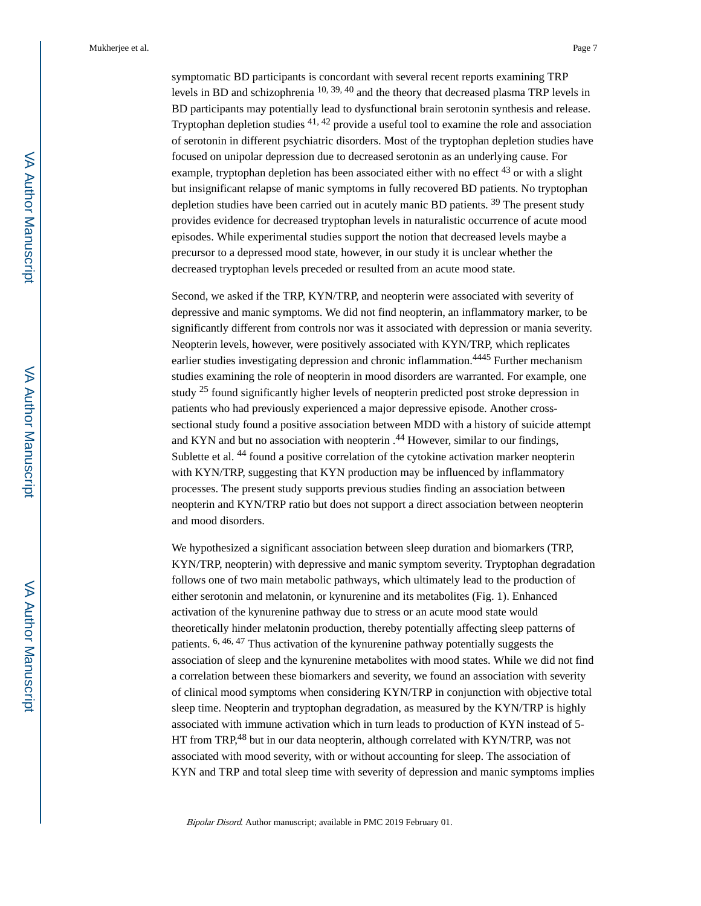symptomatic BD participants is concordant with several recent reports examining TRP levels in BD and schizophrenia [10, 39, 40] and the theory that decreased plasma TRP levels in BD participants may potentially lead to dysfunctional brain serotonin synthesis and release. Tryptophan depletion studies [41, 42] provide a useful tool to examine the role and association of serotonin in different psychiatric disorders. Most of the tryptophan depletion studies have focused on unipolar depression due to decreased serotonin as an underlying cause. For example, tryptophan depletion has been associated either with no effect [43] or with a slight but insignificant relapse of manic symptoms in fully recovered BD patients. No tryptophan depletion studies have been carried out in acutely manic BD patients. [39] The present study provides evidence for decreased tryptophan levels in naturalistic occurrence of acute mood episodes. While experimental studies support the notion that decreased levels maybe a precursor to a depressed mood state, however, in our study it is unclear whether the decreased tryptophan levels preceded or resulted from an acute mood state.

Second, we asked if the TRP, KYN/TRP, and neopterin were associated with severity of depressive and manic symptoms. We did not find neopterin, an inflammatory marker, to be significantly different from controls nor was it associated with depression or mania severity. Neopterin levels, however, were positively associated with KYN/TRP, which replicates earlier studies investigating depression and chronic inflammation.[4445] Further mechanism studies examining the role of neopterin in mood disorders are warranted. For example, one study [25] found significantly higher levels of neopterin predicted post stroke depression in patients who had previously experienced a major depressive episode. Another cross-sectional study found a positive association between MDD with a history of suicide attempt and KYN and but no association with neopterin .[44] However, similar to our findings, Sublette et al. [44] found a positive correlation of the cytokine activation marker neopterin with KYN/TRP, suggesting that KYN production may be influenced by inflammatory processes. The present study supports previous studies finding an association between neopterin and KYN/TRP ratio but does not support a direct association between neopterin and mood disorders.

We hypothesized a significant association between sleep duration and biomarkers (TRP, KYN/TRP, neopterin) with depressive and manic symptom severity. Tryptophan degradation follows one of two main metabolic pathways, which ultimately lead to the production of either serotonin and melatonin, or kynurenine and its metabolites (Fig. 1). Enhanced activation of the kynurenine pathway due to stress or an acute mood state would theoretically hinder melatonin production, thereby potentially affecting sleep patterns of patients. [6, 46, 47] Thus activation of the kynurenine pathway potentially suggests the association of sleep and the kynurenine metabolites with mood states. While we did not find a correlation between these biomarkers and severity, we found an association with severity of clinical mood symptoms when considering KYN/TRP in conjunction with objective total sleep time. Neopterin and tryptophan degradation, as measured by the KYN/TRP is highly associated with immune activation which in turn leads to production of KYN instead of 5-HT from TRP,[48] but in our data neopterin, although correlated with KYN/TRP, was not associated with mood severity, with or without accounting for sleep. The association of KYN and TRP and total sleep time with severity of depression and manic symptoms implies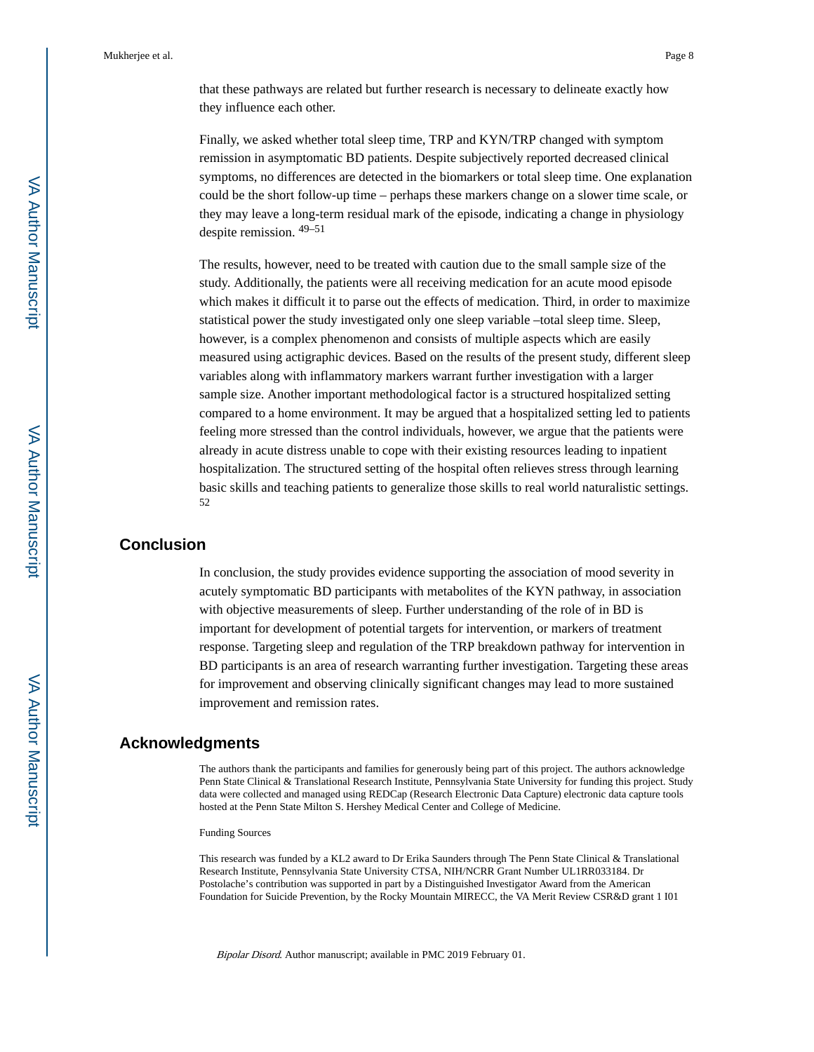that these pathways are related but further research is necessary to delineate exactly how they influence each other.

Finally, we asked whether total sleep time, TRP and KYN/TRP changed with symptom remission in asymptomatic BD patients. Despite subjectively reported decreased clinical symptoms, no differences are detected in the biomarkers or total sleep time. One explanation could be the short follow-up time – perhaps these markers change on a slower time scale, or they may leave a long-term residual mark of the episode, indicating a change in physiology despite remission. [49–51]

The results, however, need to be treated with caution due to the small sample size of the study. Additionally, the patients were all receiving medication for an acute mood episode which makes it difficult it to parse out the effects of medication. Third, in order to maximize statistical power the study investigated only one sleep variable –total sleep time. Sleep, however, is a complex phenomenon and consists of multiple aspects which are easily measured using actigraphic devices. Based on the results of the present study, different sleep variables along with inflammatory markers warrant further investigation with a larger sample size. Another important methodological factor is a structured hospitalized setting compared to a home environment. It may be argued that a hospitalized setting led to patients feeling more stressed than the control individuals, however, we argue that the patients were already in acute distress unable to cope with their existing resources leading to inpatient hospitalization. The structured setting of the hospital often relieves stress through learning basic skills and teaching patients to generalize those skills to real world naturalistic settings. [52]

## Conclusion

In conclusion, the study provides evidence supporting the association of mood severity in acutely symptomatic BD participants with metabolites of the KYN pathway, in association with objective measurements of sleep. Further understanding of the role of in BD is important for development of potential targets for intervention, or markers of treatment response. Targeting sleep and regulation of the TRP breakdown pathway for intervention in BD participants is an area of research warranting further investigation. Targeting these areas for improvement and observing clinically significant changes may lead to more sustained improvement and remission rates.

## Acknowledgments

The authors thank the participants and families for generously being part of this project. The authors acknowledge Penn State Clinical & Translational Research Institute, Pennsylvania State University for funding this project. Study data were collected and managed using REDCap (Research Electronic Data Capture) electronic data capture tools hosted at the Penn State Milton S. Hershey Medical Center and College of Medicine.

Funding Sources

This research was funded by a KL2 award to Dr Erika Saunders through The Penn State Clinical & Translational Research Institute, Pennsylvania State University CTSA, NIH/NCRR Grant Number UL1RR033184. Dr Postolache's contribution was supported in part by a Distinguished Investigator Award from the American Foundation for Suicide Prevention, by the Rocky Mountain MIRECC, the VA Merit Review CSR&D grant 1 I01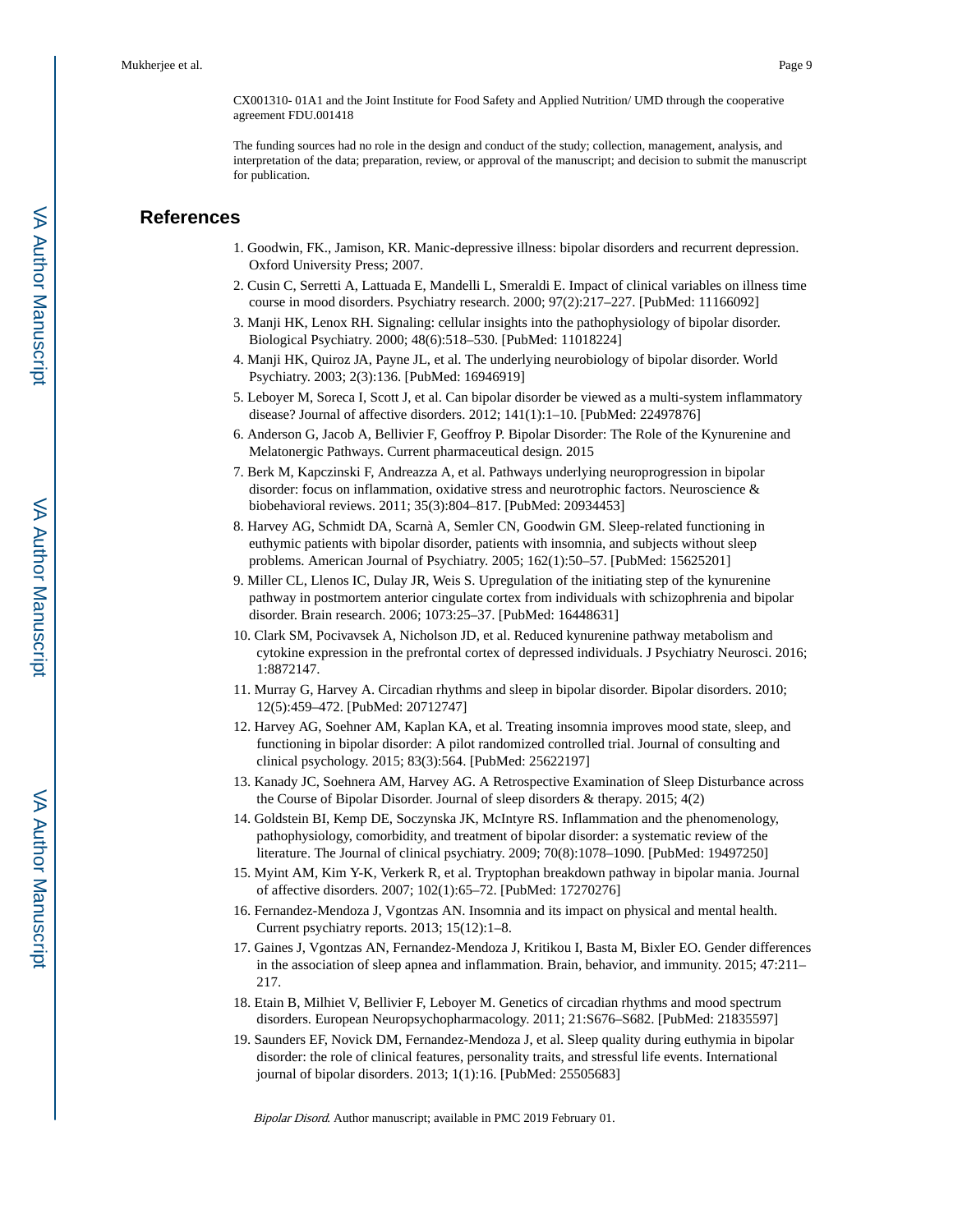CX001310- 01A1 and the Joint Institute for Food Safety and Applied Nutrition/ UMD through the cooperative agreement FDU.001418

The funding sources had no role in the design and conduct of the study; collection, management, analysis, and interpretation of the data; preparation, review, or approval of the manuscript; and decision to submit the manuscript for publication.

## References

1. Goodwin, FK., Jamison, KR. Manic-depressive illness: bipolar disorders and recurrent depression. Oxford University Press; 2007.
2. Cusin C, Serretti A, Lattuada E, Mandelli L, Smeraldi E. Impact of clinical variables on illness time course in mood disorders. Psychiatry research. 2000; 97(2):217–227. [PubMed: 11166092]
3. Manji HK, Lenox RH. Signaling: cellular insights into the pathophysiology of bipolar disorder. Biological Psychiatry. 2000; 48(6):518–530. [PubMed: 11018224]
4. Manji HK, Quiroz JA, Payne JL, et al. The underlying neurobiology of bipolar disorder. World Psychiatry. 2003; 2(3):136. [PubMed: 16946919]
5. Leboyer M, Soreca I, Scott J, et al. Can bipolar disorder be viewed as a multi-system inflammatory disease? Journal of affective disorders. 2012; 141(1):1–10. [PubMed: 22497876]
6. Anderson G, Jacob A, Bellivier F, Geoffroy P. Bipolar Disorder: The Role of the Kynurenine and Melatonergic Pathways. Current pharmaceutical design. 2015
7. Berk M, Kapczinski F, Andreazza A, et al. Pathways underlying neuroprogression in bipolar disorder: focus on inflammation, oxidative stress and neurotrophic factors. Neuroscience & biobehavioral reviews. 2011; 35(3):804–817. [PubMed: 20934453]
8. Harvey AG, Schmidt DA, Scarnà A, Semler CN, Goodwin GM. Sleep-related functioning in euthymic patients with bipolar disorder, patients with insomnia, and subjects without sleep problems. American Journal of Psychiatry. 2005; 162(1):50–57. [PubMed: 15625201]
9. Miller CL, Llenos IC, Dulay JR, Weis S. Upregulation of the initiating step of the kynurenine pathway in postmortem anterior cingulate cortex from individuals with schizophrenia and bipolar disorder. Brain research. 2006; 1073:25–37. [PubMed: 16448631]
10. Clark SM, Pocivavsek A, Nicholson JD, et al. Reduced kynurenine pathway metabolism and cytokine expression in the prefrontal cortex of depressed individuals. J Psychiatry Neurosci. 2016; 1:8872147.
11. Murray G, Harvey A. Circadian rhythms and sleep in bipolar disorder. Bipolar disorders. 2010; 12(5):459–472. [PubMed: 20712747]
12. Harvey AG, Soehner AM, Kaplan KA, et al. Treating insomnia improves mood state, sleep, and functioning in bipolar disorder: A pilot randomized controlled trial. Journal of consulting and clinical psychology. 2015; 83(3):564. [PubMed: 25622197]
13. Kanady JC, Soehnera AM, Harvey AG. A Retrospective Examination of Sleep Disturbance across the Course of Bipolar Disorder. Journal of sleep disorders & therapy. 2015; 4(2)
14. Goldstein BI, Kemp DE, Soczynska JK, McIntyre RS. Inflammation and the phenomenology, pathophysiology, comorbidity, and treatment of bipolar disorder: a systematic review of the literature. The Journal of clinical psychiatry. 2009; 70(8):1078–1090. [PubMed: 19497250]
15. Myint AM, Kim Y-K, Verkerk R, et al. Tryptophan breakdown pathway in bipolar mania. Journal of affective disorders. 2007; 102(1):65–72. [PubMed: 17270276]
16. Fernandez-Mendoza J, Vgontzas AN. Insomnia and its impact on physical and mental health. Current psychiatry reports. 2013; 15(12):1–8.
17. Gaines J, Vgontzas AN, Fernandez-Mendoza J, Kritikou I, Basta M, Bixler EO. Gender differences in the association of sleep apnea and inflammation. Brain, behavior, and immunity. 2015; 47:211–217.
18. Etain B, Milhiet V, Bellivier F, Leboyer M. Genetics of circadian rhythms and mood spectrum disorders. European Neuropsychopharmacology. 2011; 21:S676–S682. [PubMed: 21835597]
19. Saunders EF, Novick DM, Fernandez-Mendoza J, et al. Sleep quality during euthymia in bipolar disorder: the role of clinical features, personality traits, and stressful life events. International journal of bipolar disorders. 2013; 1(1):16. [PubMed: 25505683]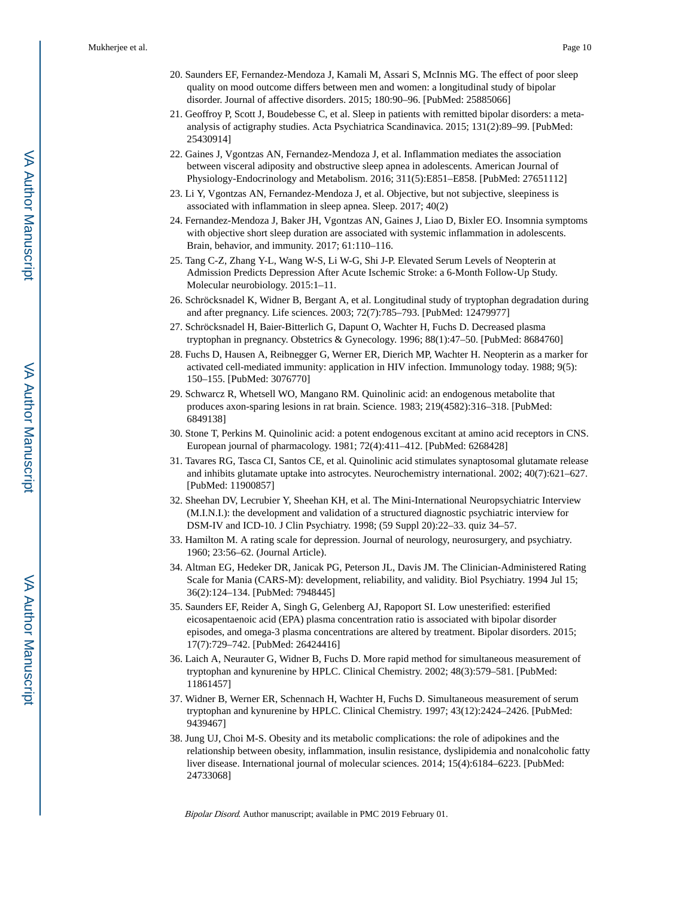20. Saunders EF, Fernandez-Mendoza J, Kamali M, Assari S, McInnis MG. The effect of poor sleep quality on mood outcome differs between men and women: a longitudinal study of bipolar disorder. Journal of affective disorders. 2015; 180:90–96. [PubMed: 25885066]
21. Geoffroy P, Scott J, Boudebesse C, et al. Sleep in patients with remitted bipolar disorders: a meta-analysis of actigraphy studies. Acta Psychiatrica Scandinavica. 2015; 131(2):89–99. [PubMed: 25430914]
22. Gaines J, Vgontzas AN, Fernandez-Mendoza J, et al. Inflammation mediates the association between visceral adiposity and obstructive sleep apnea in adolescents. American Journal of Physiology-Endocrinology and Metabolism. 2016; 311(5):E851–E858. [PubMed: 27651112]
23. Li Y, Vgontzas AN, Fernandez-Mendoza J, et al. Objective, but not subjective, sleepiness is associated with inflammation in sleep apnea. Sleep. 2017; 40(2)
24. Fernandez-Mendoza J, Baker JH, Vgontzas AN, Gaines J, Liao D, Bixler EO. Insomnia symptoms with objective short sleep duration are associated with systemic inflammation in adolescents. Brain, behavior, and immunity. 2017; 61:110–116.
25. Tang C-Z, Zhang Y-L, Wang W-S, Li W-G, Shi J-P. Elevated Serum Levels of Neopterin at Admission Predicts Depression After Acute Ischemic Stroke: a 6-Month Follow-Up Study. Molecular neurobiology. 2015:1–11.
26. Schröcksnadel K, Widner B, Bergant A, et al. Longitudinal study of tryptophan degradation during and after pregnancy. Life sciences. 2003; 72(7):785–793. [PubMed: 12479977]
27. Schröcksnadel H, Baier-Bitterlich G, Dapunt O, Wachter H, Fuchs D. Decreased plasma tryptophan in pregnancy. Obstetrics & Gynecology. 1996; 88(1):47–50. [PubMed: 8684760]
28. Fuchs D, Hausen A, Reibnegger G, Werner ER, Dierich MP, Wachter H. Neopterin as a marker for activated cell-mediated immunity: application in HIV infection. Immunology today. 1988; 9(5): 150–155. [PubMed: 3076770]
29. Schwarcz R, Whetsell WO, Mangano RM. Quinolinic acid: an endogenous metabolite that produces axon-sparing lesions in rat brain. Science. 1983; 219(4582):316–318. [PubMed: 6849138]
30. Stone T, Perkins M. Quinolinic acid: a potent endogenous excitant at amino acid receptors in CNS. European journal of pharmacology. 1981; 72(4):411–412. [PubMed: 6268428]
31. Tavares RG, Tasca CI, Santos CE, et al. Quinolinic acid stimulates synaptosomal glutamate release and inhibits glutamate uptake into astrocytes. Neurochemistry international. 2002; 40(7):621–627. [PubMed: 11900857]
32. Sheehan DV, Lecrubier Y, Sheehan KH, et al. The Mini-International Neuropsychiatric Interview (M.I.N.I.): the development and validation of a structured diagnostic psychiatric interview for DSM-IV and ICD-10. J Clin Psychiatry. 1998; (59 Suppl 20):22–33. quiz 34–57.
33. Hamilton M. A rating scale for depression. Journal of neurology, neurosurgery, and psychiatry. 1960; 23:56–62. (Journal Article).
34. Altman EG, Hedeker DR, Janicak PG, Peterson JL, Davis JM. The Clinician-Administered Rating Scale for Mania (CARS-M): development, reliability, and validity. Biol Psychiatry. 1994 Jul 15; 36(2):124–134. [PubMed: 7948445]
35. Saunders EF, Reider A, Singh G, Gelenberg AJ, Rapoport SI. Low unesterified: esterified eicosapentaenoic acid (EPA) plasma concentration ratio is associated with bipolar disorder episodes, and omega-3 plasma concentrations are altered by treatment. Bipolar disorders. 2015; 17(7):729–742. [PubMed: 26424416]
36. Laich A, Neurauter G, Widner B, Fuchs D. More rapid method for simultaneous measurement of tryptophan and kynurenine by HPLC. Clinical Chemistry. 2002; 48(3):579–581. [PubMed: 11861457]
37. Widner B, Werner ER, Schennach H, Wachter H, Fuchs D. Simultaneous measurement of serum tryptophan and kynurenine by HPLC. Clinical Chemistry. 1997; 43(12):2424–2426. [PubMed: 9439467]
38. Jung UJ, Choi M-S. Obesity and its metabolic complications: the role of adipokines and the relationship between obesity, inflammation, insulin resistance, dyslipidemia and nonalcoholic fatty liver disease. International journal of molecular sciences. 2014; 15(4):6184–6223. [PubMed: 24733068]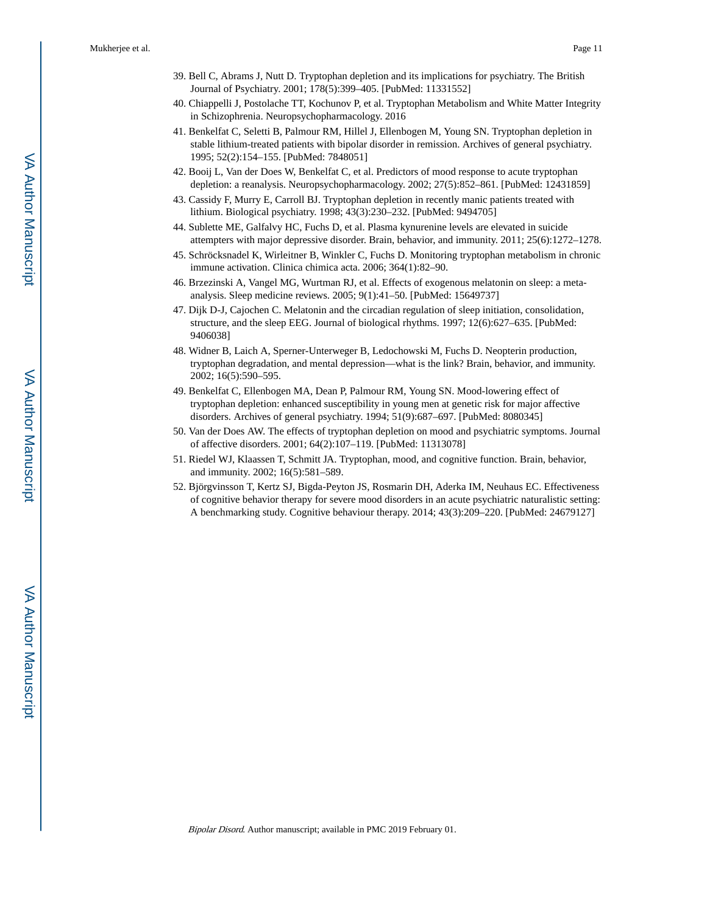39. Bell C, Abrams J, Nutt D. Tryptophan depletion and its implications for psychiatry. The British Journal of Psychiatry. 2001; 178(5):399–405. [PubMed: 11331552]
40. Chiappelli J, Postolache TT, Kochunov P, et al. Tryptophan Metabolism and White Matter Integrity in Schizophrenia. Neuropsychopharmacology. 2016
41. Benkelfat C, Seletti B, Palmour RM, Hillel J, Ellenbogen M, Young SN. Tryptophan depletion in stable lithium-treated patients with bipolar disorder in remission. Archives of general psychiatry. 1995; 52(2):154–155. [PubMed: 7848051]
42. Booij L, Van der Does W, Benkelfat C, et al. Predictors of mood response to acute tryptophan depletion: a reanalysis. Neuropsychopharmacology. 2002; 27(5):852–861. [PubMed: 12431859]
43. Cassidy F, Murry E, Carroll BJ. Tryptophan depletion in recently manic patients treated with lithium. Biological psychiatry. 1998; 43(3):230–232. [PubMed: 9494705]
44. Sublette ME, Galfalvy HC, Fuchs D, et al. Plasma kynurenine levels are elevated in suicide attempters with major depressive disorder. Brain, behavior, and immunity. 2011; 25(6):1272–1278.
45. Schröcksnadel K, Wirleitner B, Winkler C, Fuchs D. Monitoring tryptophan metabolism in chronic immune activation. Clinica chimica acta. 2006; 364(1):82–90.
46. Brzezinski A, Vangel MG, Wurtman RJ, et al. Effects of exogenous melatonin on sleep: a meta-analysis. Sleep medicine reviews. 2005; 9(1):41–50. [PubMed: 15649737]
47. Dijk D-J, Cajochen C. Melatonin and the circadian regulation of sleep initiation, consolidation, structure, and the sleep EEG. Journal of biological rhythms. 1997; 12(6):627–635. [PubMed: 9406038]
48. Widner B, Laich A, Sperner-Unterweger B, Ledochowski M, Fuchs D. Neopterin production, tryptophan degradation, and mental depression—what is the link? Brain, behavior, and immunity. 2002; 16(5):590–595.
49. Benkelfat C, Ellenbogen MA, Dean P, Palmour RM, Young SN. Mood-lowering effect of tryptophan depletion: enhanced susceptibility in young men at genetic risk for major affective disorders. Archives of general psychiatry. 1994; 51(9):687–697. [PubMed: 8080345]
50. Van der Does AW. The effects of tryptophan depletion on mood and psychiatric symptoms. Journal of affective disorders. 2001; 64(2):107–119. [PubMed: 11313078]
51. Riedel WJ, Klaassen T, Schmitt JA. Tryptophan, mood, and cognitive function. Brain, behavior, and immunity. 2002; 16(5):581–589.
52. Björgvinsson T, Kertz SJ, Bigda-Peyton JS, Rosmarin DH, Aderka IM, Neuhaus EC. Effectiveness of cognitive behavior therapy for severe mood disorders in an acute psychiatric naturalistic setting: A benchmarking study. Cognitive behaviour therapy. 2014; 43(3):209–220. [PubMed: 24679127]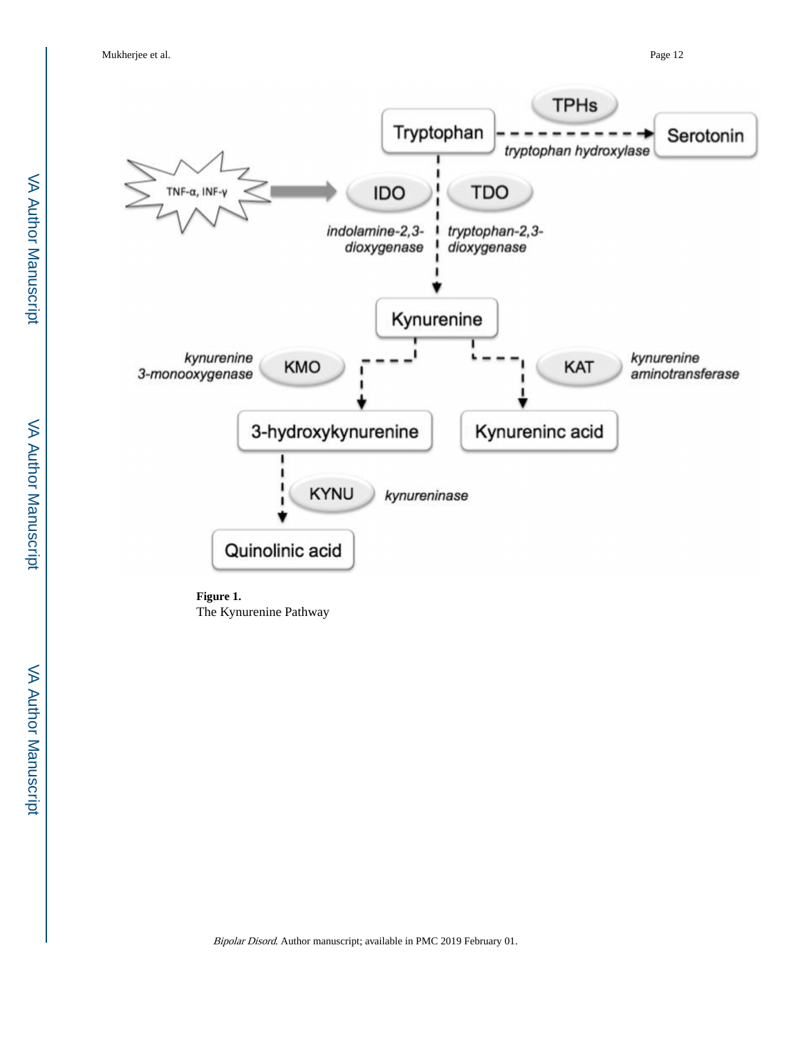**Figure 1.**

The Kynurenine Pathway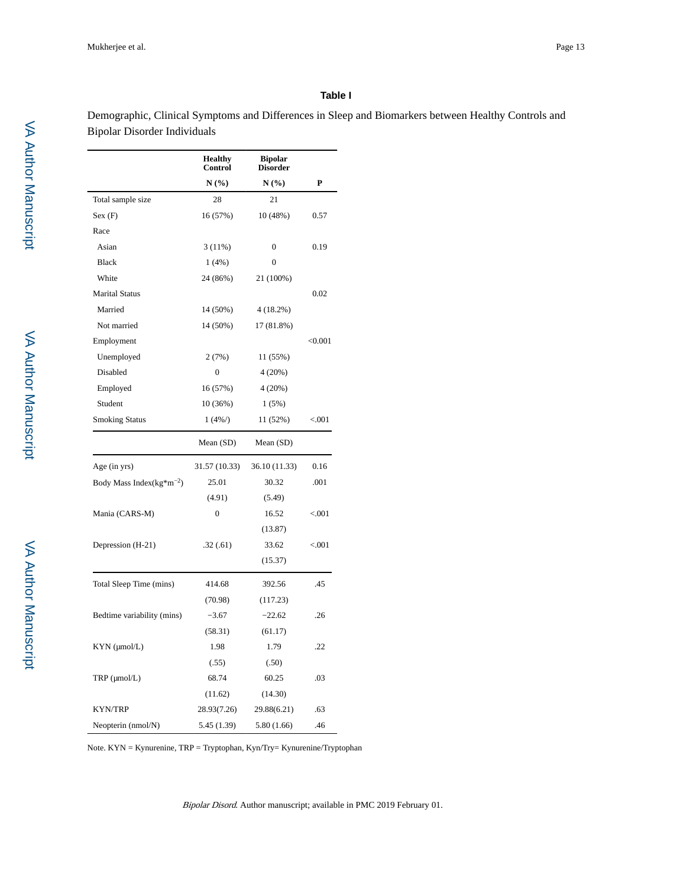**Table I**

Demographic, Clinical Symptoms and Differences in Sleep and Biomarkers between Healthy Controls and Bipolar Disorder Individuals

| | Healthy Control | Bipolar Disorder | |
|---|---|---|---|
| | N (%) | N (%) | P |
| Total sample size | 28 | 21 | |
| Sex (F) | 16 (57%) | 10 (48%) | 0.57 |
| Race | | | |
| Asian | 3 (11%) | 0 | 0.19 |
| Black | 1 (4%) | 0 | |
| White | 24 (86%) | 21 (100%) | |
| Marital Status | | | 0.02 |
| Married | 14 (50%) | 4 (18.2%) | |
| Not married | 14 (50%) | 17 (81.8%) | |
| Employment | | | <0.001 |
| Unemployed | 2 (7%) | 11 (55%) | |
| Disabled | 0 | 4 (20%) | |
| Employed | 16 (57%) | 4 (20%) | |
| Student | 10 (36%) | 1 (5%) | |
| Smoking Status | 1 (4%/) | 11 (52%) | <.001 |
| | Mean (SD) | Mean (SD) | |
| Age (in yrs) | 31.57 (10.33) | 36.10 (11.33) | 0.16 |
| Body Mass Index($kg*m^{-2}$) | 25.01 (4.91) | 30.32 (5.49) | .001 |
| Mania (CARS-M) | 0 | 16.52 (13.87) | <.001 |
| Depression (H-21) | .32 (.61) | 33.62 (15.37) | <.001 |
| Total Sleep Time (mins) | 414.68 (70.98) | 392.56 (117.23) | .45 |
| Bedtime variability (mins) | −3.67 (58.31) | −22.62 (61.17) | .26 |
| KYN (μmol/L) | 1.98 (.55) | 1.79 (.50) | .22 |
| TRP (μmol/L) | 68.74 (11.62) | 60.25 (14.30) | .03 |
| KYN/TRP | 28.93(7.26) | 29.88(6.21) | .63 |
| Neopterin (nmol/N) | 5.45 (1.39) | 5.80 (1.66) | .46 |

Note. KYN = Kynurenine, TRP = Tryptophan, Kyn/Try= Kynurenine/Tryptophan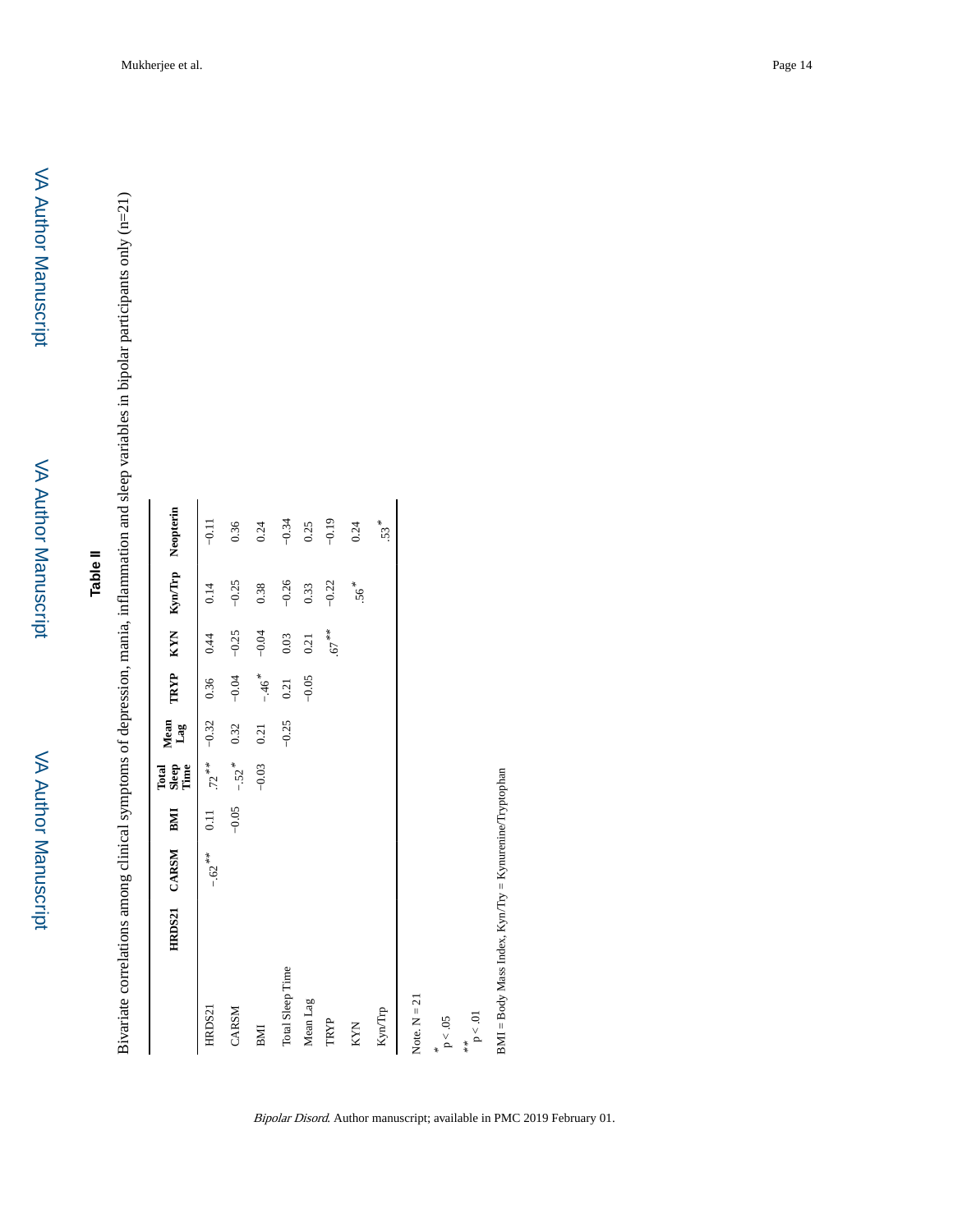## Table II

Bivariate correlations among clinical symptoms of depression, mania, inflammation and sleep variables in bipolar participants only (n=21)

| | HRDS21 | CARSM | BMI | Total Sleep Time | Mean Lag | TRYP | KYN | Kyn/Trp | Neopterin |
|---|---|---|---|---|---|---|---|---|---|
| HRDS21 | | −.62** | 0.11 | .72** | −0.32 | 0.36 | 0.44 | 0.14 | −0.11 |
| CARSM | | | −0.05 | −.52* | 0.32 | −0.04 | −0.25 | −0.25 | 0.36 |
| BMI | | | | −0.03 | 0.21 | −.46* | −0.04 | 0.38 | 0.24 |
| Total Sleep Time | | | | | −0.25 | 0.21 | 0.03 | −0.26 | −0.34 |
| Mean Lag | | | | | | −0.05 | 0.21 | 0.33 | 0.25 |
| TRYP | | | | | | | .67** | −0.22 | −0.19 |
| KYN | | | | | | | | .56* | 0.24 |
| Kyn/Trp | | | | | | | | | .53* |

Note. N = 21

* $p < .05$

** $p < .01$

BMI = Body Mass Index, Kyn/Try = Kynurenine/Tryptophan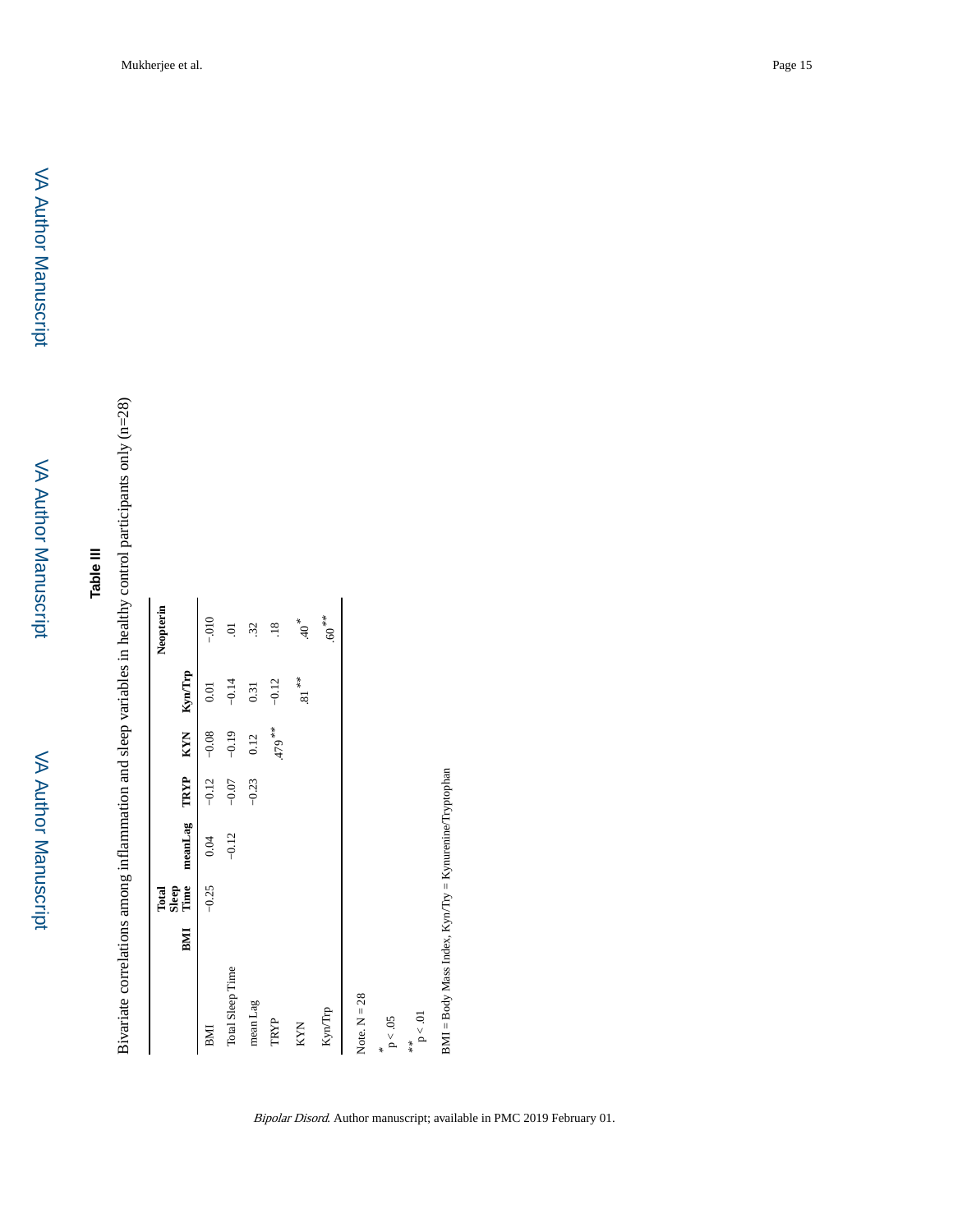## Table III

Bivariate correlations among inflammation and sleep variables in healthy control participants only (n=28)

| | BMI | Total Sleep Time | meanLag | TRYP | KYN | Kyn/Trp | Neopterin |
|---|---|---|---|---|---|---|---|
| BMI | | −0.25 | 0.04 | −0.12 | −0.08 | 0.01 | −.010 |
| Total Sleep Time | | | −0.12 | −0.07 | −0.19 | −0.14 | .01 |
| mean Lag | | | | −0.23 | 0.12 | 0.31 | .32 |
| TRYP | | | | | .479** | −0.12 | .18 |
| KYN | | | | | | .81** | .40* |
| Kyn/Trp | | | | | | | .60** |

Note. N = 28

\* $p < .05$

\*\* $p < .01$

BMI = Body Mass Index, Kyn/Try = Kynurenine/Tryptophan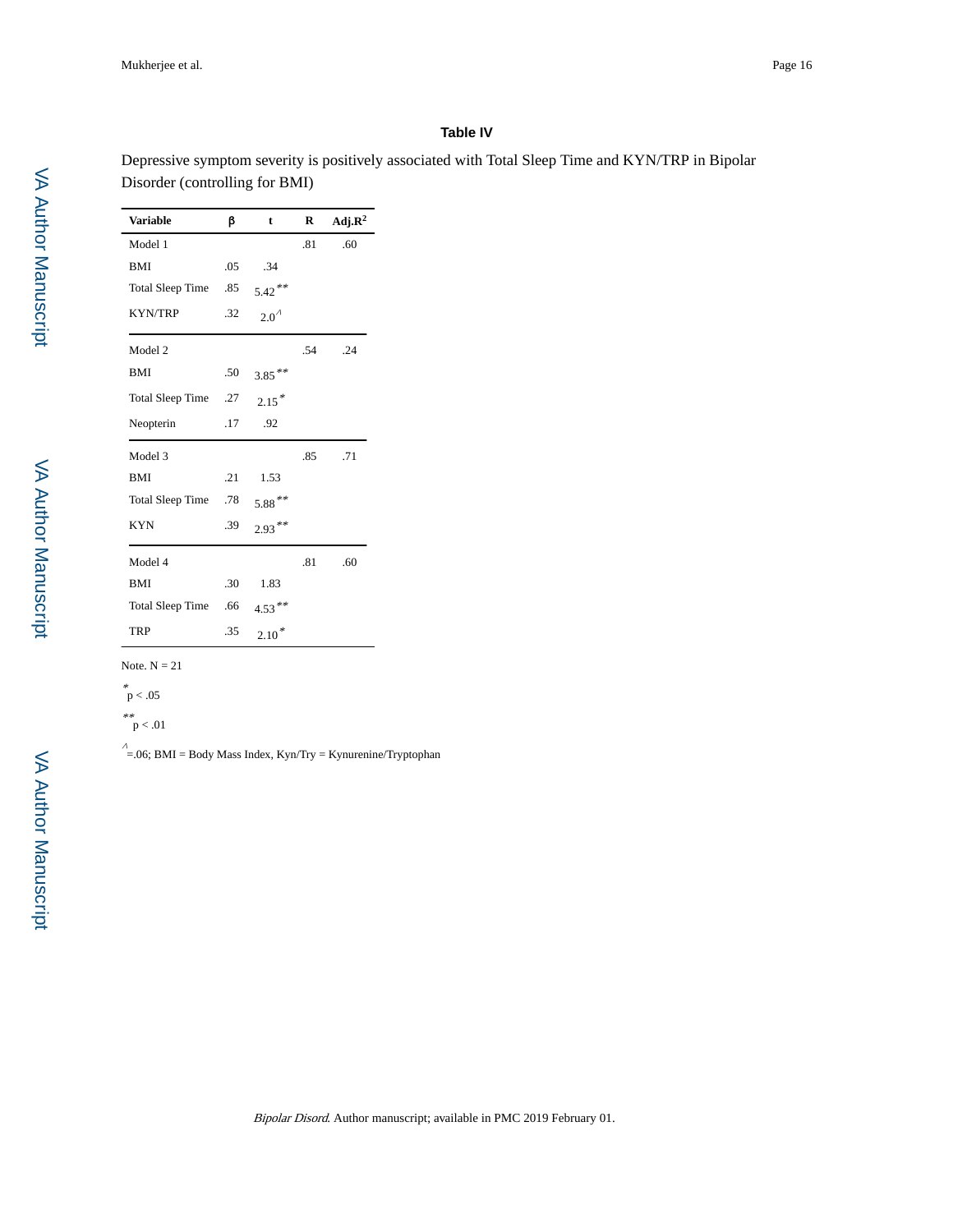# Table IV

Depressive symptom severity is positively associated with Total Sleep Time and KYN/TRP in Bipolar Disorder (controlling for BMI)

| Variable | β | t | R | Adj.$R^2$ |
|---|---|---|---|---|
| Model 1 | | | .81 | .60 |
| BMI | .05 | .34 | | |
| Total Sleep Time | .85 | 5.42** | | |
| KYN/TRP | .32 | 2.0^ | | |
| Model 2 | | | .54 | .24 |
| BMI | .50 | 3.85** | | |
| Total Sleep Time | .27 | 2.15* | | |
| Neopterin | .17 | .92 | | |
| Model 3 | | | .85 | .71 |
| BMI | .21 | 1.53 | | |
| Total Sleep Time | .78 | 5.88** | | |
| KYN | .39 | 2.93** | | |
| Model 4 | | | .81 | .60 |
| BMI | .30 | 1.83 | | |
| Total Sleep Time | .66 | 4.53** | | |
| TRP | .35 | 2.10* | | |

Note. N = 21

*p < .05

**p < .01

^=.06; BMI = Body Mass Index, Kyn/Try = Kynurenine/Tryptophan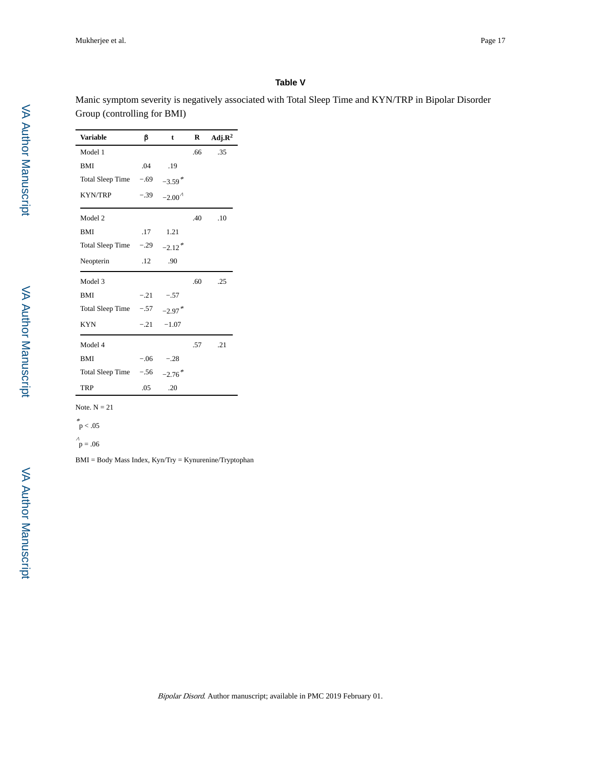### Table V

Manic symptom severity is negatively associated with Total Sleep Time and KYN/TRP in Bipolar Disorder Group (controlling for BMI)

| Variable | β | t | R | Adj.$R^2$ |
|---|---|---|---|---|
| Model 1 | | | .66 | .35 |
| BMI | .04 | .19 | | |
| Total Sleep Time | −.69 | −3.59* | | |
| KYN/TRP | −.39 | −2.00^ | | |
| Model 2 | | | .40 | .10 |
| BMI | .17 | 1.21 | | |
| Total Sleep Time | −.29 | −2.12* | | |
| Neopterin | .12 | .90 | | |
| Model 3 | | | .60 | .25 |
| BMI | −.21 | −.57 | | |
| Total Sleep Time | −.57 | −2.97* | | |
| KYN | −.21 | −1.07 | | |
| Model 4 | | | .57 | .21 |
| BMI | −.06 | −.28 | | |
| Total Sleep Time | −.56 | −2.76* | | |
| TRP | .05 | .20 | | |

Note. N = 21

* $p < .05$

^ $p = .06$

BMI = Body Mass Index, Kyn/Try = Kynurenine/Tryptophan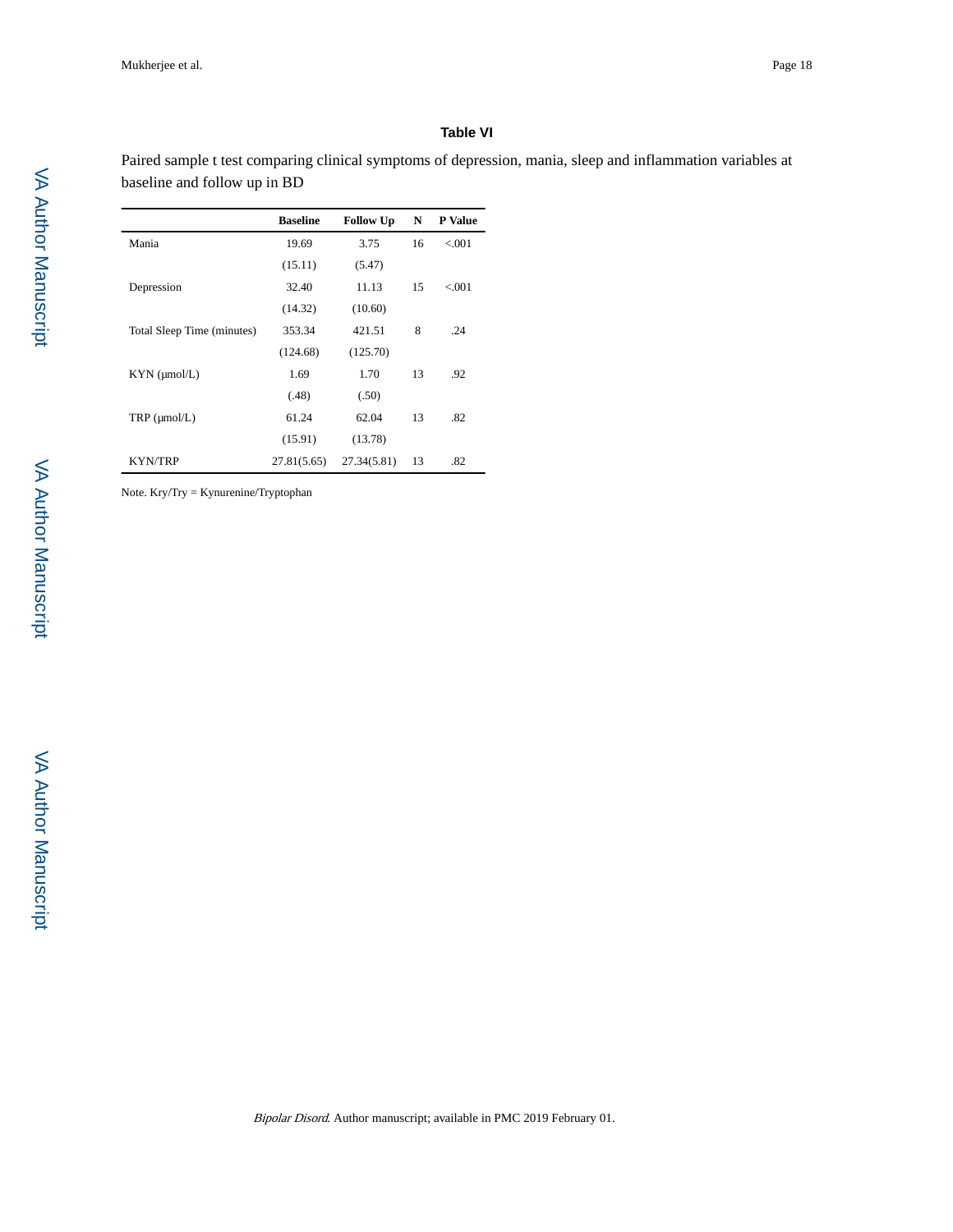**Table VI**

Paired sample t test comparing clinical symptoms of depression, mania, sleep and inflammation variables at baseline and follow up in BD

| | Baseline | Follow Up | N | P Value |
|---|---|---|---|---|
| Mania | 19.69 | 3.75 | 16 | <.001 |
| | (15.11) | (5.47) | | |
| Depression | 32.40 | 11.13 | 15 | <.001 |
| | (14.32) | (10.60) | | |
| Total Sleep Time (minutes) | 353.34 | 421.51 | 8 | .24 |
| | (124.68) | (125.70) | | |
| KYN (μmol/L) | 1.69 | 1.70 | 13 | .92 |
| | (.48) | (.50) | | |
| TRP (μmol/L) | 61.24 | 62.04 | 13 | .82 |
| | (15.91) | (13.78) | | |
| KYN/TRP | 27.81(5.65) | 27.34(5.81) | 13 | .82 |

Note. Kry/Try = Kynurenine/Tryptophan